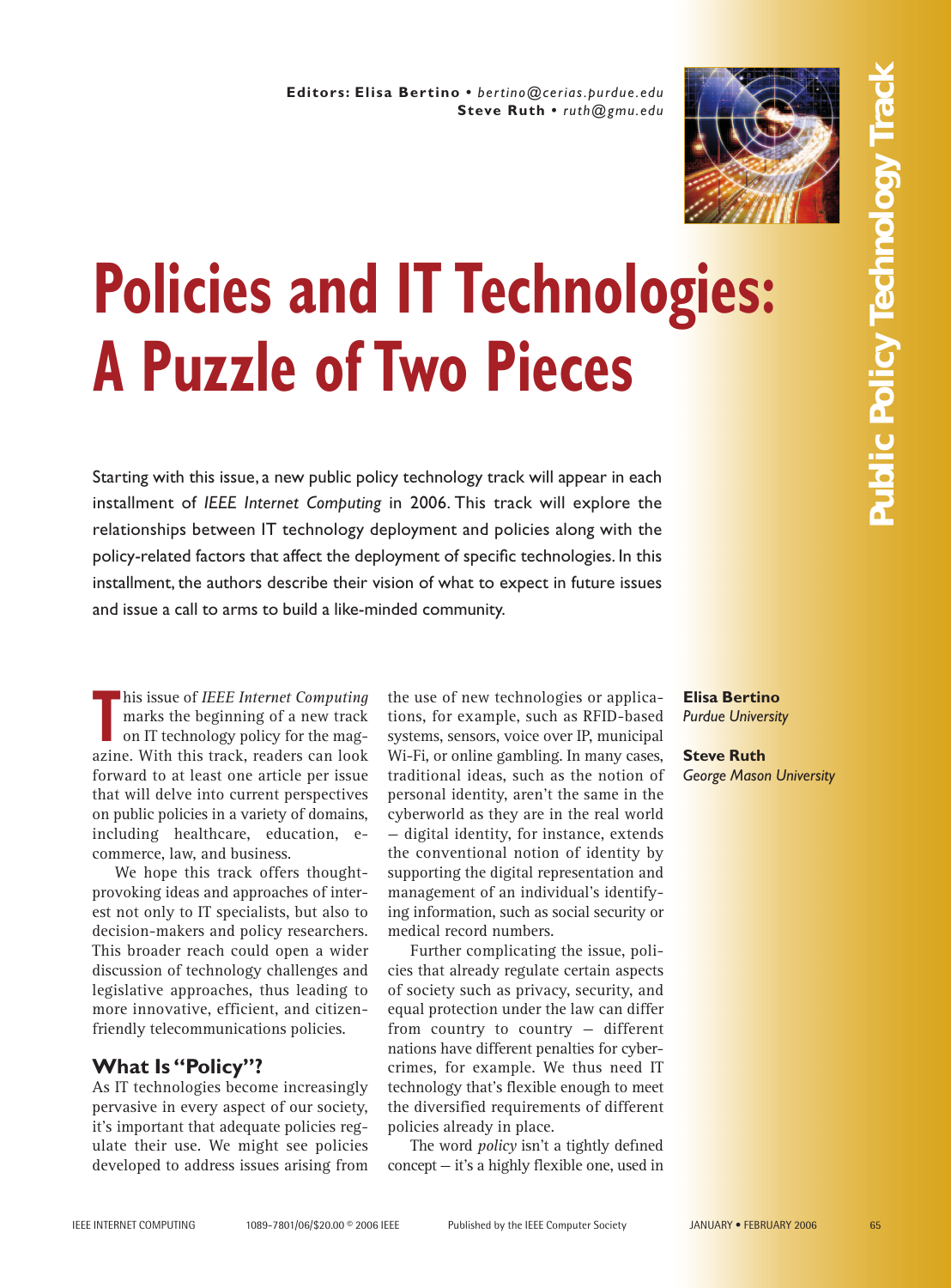**Editors: Elisa Bertino** • *bertino@cerias.purdue.edu*
**Steve Ruth** • *ruth@gmu.edu*

Public Policy Technology Track

# Policies and IT Technologies: A Puzzle of Two Pieces

Starting with this issue, a new public policy technology track will appear in each installment of *IEEE Internet Computing* in 2006. This track will explore the relationships between IT technology deployment and policies along with the policy-related factors that affect the deployment of specific technologies. In this installment, the authors describe their vision of what to expect in future issues and issue a call to arms to build a like-minded community.

**Elisa Bertino**
*Purdue University*

**Steve Ruth**
*George Mason University*

This issue of *IEEE Internet Computing* marks the beginning of a new track on IT technology policy for the magazine. With this track, readers can look forward to at least one article per issue that will delve into current perspectives on public policies in a variety of domains, including healthcare, education, e-commerce, law, and business.

We hope this track offers thought-provoking ideas and approaches of interest not only to IT specialists, but also to decision-makers and policy researchers. This broader reach could open a wider discussion of technology challenges and legislative approaches, thus leading to more innovative, efficient, and citizen-friendly telecommunications policies.

## What Is "Policy"?

As IT technologies become increasingly pervasive in every aspect of our society, it's important that adequate policies regulate their use. We might see policies developed to address issues arising from the use of new technologies or applications, for example, such as RFID-based systems, sensors, voice over IP, municipal Wi-Fi, or online gambling. In many cases, traditional ideas, such as the notion of personal identity, aren't the same in the cyberworld as they are in the real world — digital identity, for instance, extends the conventional notion of identity by supporting the digital representation and management of an individual's identifying information, such as social security or medical record numbers.

Further complicating the issue, policies that already regulate certain aspects of society such as privacy, security, and equal protection under the law can differ from country to country — different nations have different penalties for cybercrimes, for example. We thus need IT technology that's flexible enough to meet the diversified requirements of different policies already in place.

The word *policy* isn't a tightly defined concept — it's a highly flexible one, used in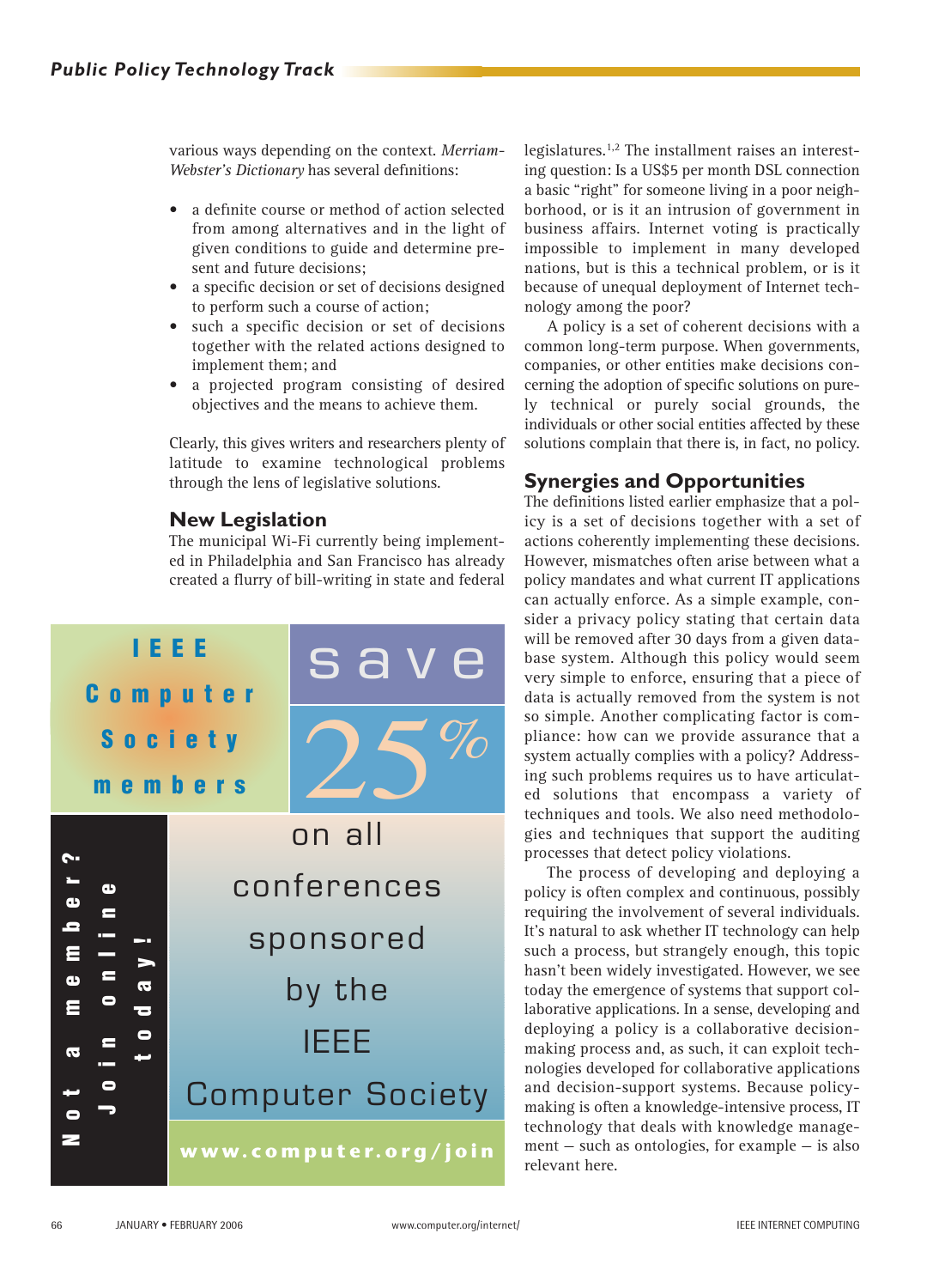various ways depending on the context. *Merriam-Webster's Dictionary* has several definitions:

- a definite course or method of action selected from among alternatives and in the light of given conditions to guide and determine present and future decisions;
- a specific decision or set of decisions designed to perform such a course of action;
- such a specific decision or set of decisions together with the related actions designed to implement them; and
- a projected program consisting of desired objectives and the means to achieve them.

Clearly, this gives writers and researchers plenty of latitude to examine technological problems through the lens of legislative solutions.

## New Legislation

The municipal Wi-Fi currently being implemented in Philadelphia and San Francisco has already created a flurry of bill-writing in state and federal legislatures.[1,2] The installment raises an interesting question: Is a US$5 per month DSL connection a basic "right" for someone living in a poor neighborhood, or is it an intrusion of government in business affairs. Internet voting is practically impossible to implement in many developed nations, but is this a technical problem, or is it because of unequal deployment of Internet technology among the poor?

A policy is a set of coherent decisions with a common long-term purpose. When governments, companies, or other entities make decisions concerning the adoption of specific solutions on purely technical or purely social grounds, the individuals or other social entities affected by these solutions complain that there is, in fact, no policy.

## Synergies and Opportunities

The definitions listed earlier emphasize that a policy is a set of decisions together with a set of actions coherently implementing these decisions. However, mismatches often arise between what a policy mandates and what current IT applications can actually enforce. As a simple example, consider a privacy policy stating that certain data will be removed after 30 days from a given database system. Although this policy would seem very simple to enforce, ensuring that a piece of data is actually removed from the system is not so simple. Another complicating factor is compliance: how can we provide assurance that a system actually complies with a policy? Addressing such problems requires us to have articulated solutions that encompass a variety of techniques and tools. We also need methodologies and techniques that support the auditing processes that detect policy violations.

The process of developing and deploying a policy is often complex and continuous, possibly requiring the involvement of several individuals. It's natural to ask whether IT technology can help such a process, but strangely enough, this topic hasn't been widely investigated. However, we see today the emergence of systems that support collaborative applications. In a sense, developing and deploying a policy is a collaborative decision-making process and, as such, it can exploit technologies developed for collaborative applications and decision-support systems. Because policy-making is often a knowledge-intensive process, IT technology that deals with knowledge management — such as ontologies, for example — is also relevant here.

IEEE Computer Society members

save 25%

on all conferences sponsored by the IEEE Computer Society

Not a member? Join online today!

www.computer.org/join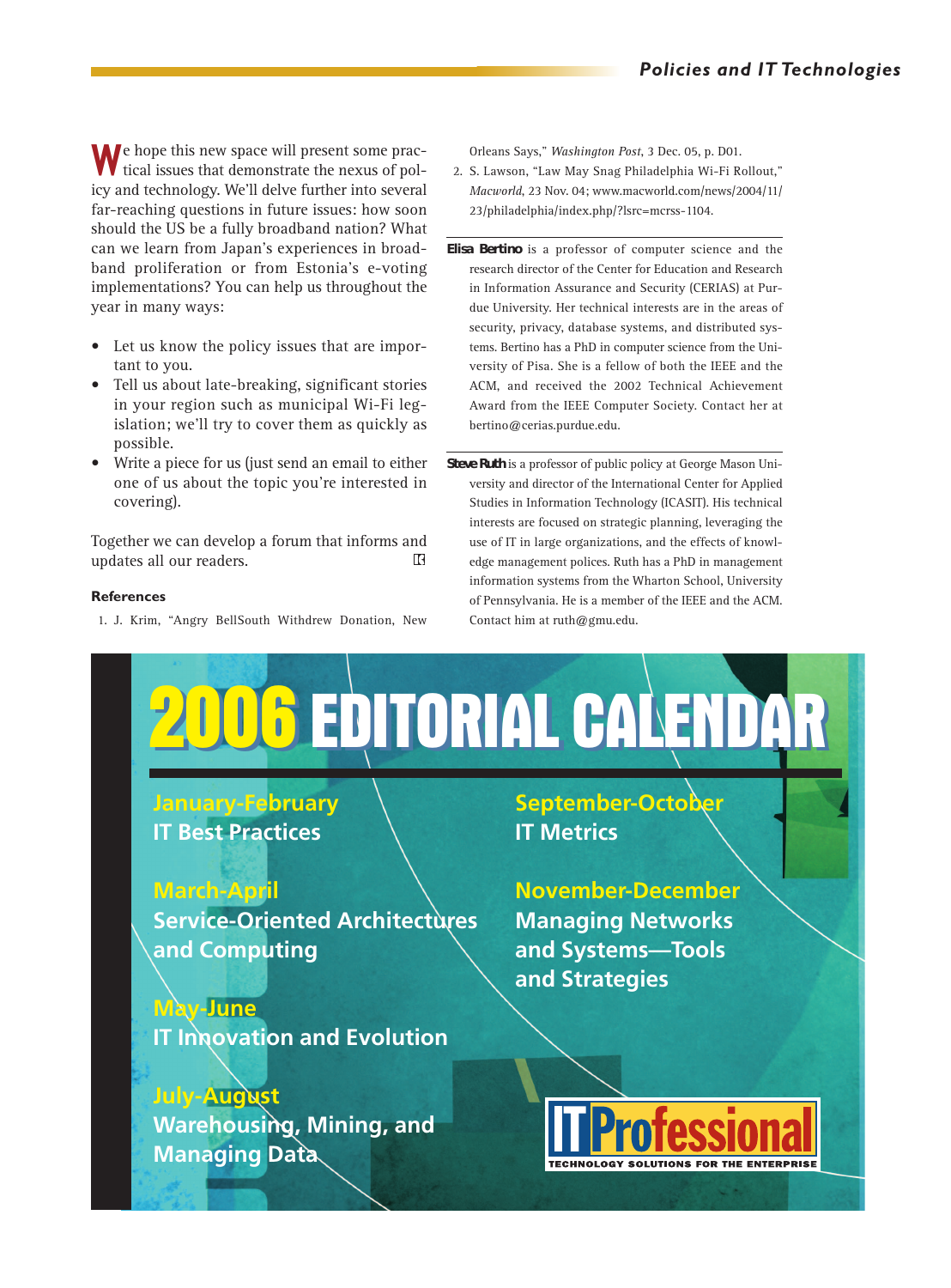We hope this new space will present some practical issues that demonstrate the nexus of policy and technology. We'll delve further into several far-reaching questions in future issues: how soon should the US be a fully broadband nation? What can we learn from Japan's experiences in broadband proliferation or from Estonia's e-voting implementations? You can help us throughout the year in many ways:

- Let us know the policy issues that are important to you.
- Tell us about late-breaking, significant stories in your region such as municipal Wi-Fi legislation; we'll try to cover them as quickly as possible.
- Write a piece for us (just send an email to either one of us about the topic you're interested in covering).

Together we can develop a forum that informs and updates all our readers.

### References

1. J. Krim, "Angry BellSouth Withdrew Donation, New Orleans Says," *Washington Post*, 3 Dec. 05, p. D01.
2. S. Lawson, "Law May Snag Philadelphia Wi-Fi Rollout," *Macworld*, 23 Nov. 04; www.macworld.com/news/2004/11/23/philadelphia/index.php/?lsrc=mcrss-1104.

**Elisa Bertino** is a professor of computer science and the research director of the Center for Education and Research in Information Assurance and Security (CERIAS) at Purdue University. Her technical interests are in the areas of security, privacy, database systems, and distributed systems. Bertino has a PhD in computer science from the University of Pisa. She is a fellow of both the IEEE and the ACM, and received the 2002 Technical Achievement Award from the IEEE Computer Society. Contact her at bertino@cerias.purdue.edu.

**Steve Ruth** is a professor of public policy at George Mason University and director of the International Center for Applied Studies in Information Technology (ICASIT). His technical interests are focused on strategic planning, leveraging the use of IT in large organizations, and the effects of knowledge management polices. Ruth has a PhD in management information systems from the Wharton School, University of Pennsylvania. He is a member of the IEEE and the ACM. Contact him at ruth@gmu.edu.

# 2006 EDITORIAL CALENDAR

**January-February**
**IT Best Practices**

**March-April**
**Service-Oriented Architectures and Computing**

**May-June**
**IT Innovation and Evolution**

**July-August**
**Warehousing, Mining, and Managing Data**

**September-October**
**IT Metrics**

**November-December**
**Managing Networks and Systems—Tools and Strategies**

**IT Professional**
TECHNOLOGY SOLUTIONS FOR THE ENTERPRISE